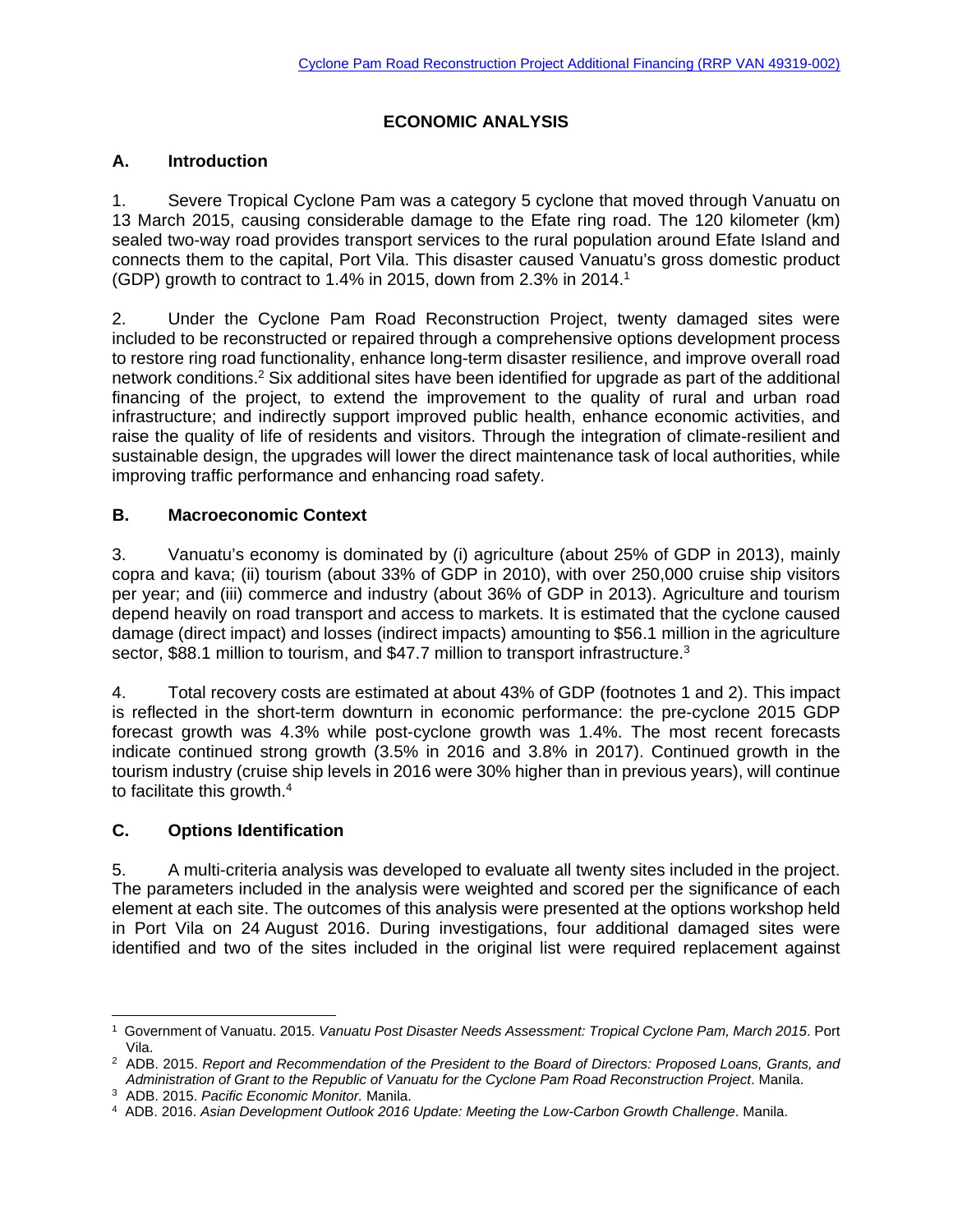# ECONOMIC ANALYSIS

## A. Introduction

1. Severe Tropical Cyclone Pam was a category 5 cyclone that moved through Vanuatu on 13 March 2015, causing considerable damage to the Efate ring road. The 120 kilometer (km) sealed two-way road provides transport services to the rural population around Efate Island and connects them to the capital, Port Vila. This disaster caused Vanuatu's gross domestic product (GDP) growth to contract to 1.4% in 2015, down from 2.3% in 2014.[1]

2. Under the Cyclone Pam Road Reconstruction Project, twenty damaged sites were included to be reconstructed or repaired through a comprehensive options development process to restore ring road functionality, enhance long-term disaster resilience, and improve overall road network conditions.[2] Six additional sites have been identified for upgrade as part of the additional financing of the project, to extend the improvement to the quality of rural and urban road infrastructure; and indirectly support improved public health, enhance economic activities, and raise the quality of life of residents and visitors. Through the integration of climate-resilient and sustainable design, the upgrades will lower the direct maintenance task of local authorities, while improving traffic performance and enhancing road safety.

## B. Macroeconomic Context

3. Vanuatu's economy is dominated by (i) agriculture (about 25% of GDP in 2013), mainly copra and kava; (ii) tourism (about 33% of GDP in 2010), with over 250,000 cruise ship visitors per year; and (iii) commerce and industry (about 36% of GDP in 2013). Agriculture and tourism depend heavily on road transport and access to markets. It is estimated that the cyclone caused damage (direct impact) and losses (indirect impacts) amounting to \$56.1 million in the agriculture sector, \$88.1 million to tourism, and \$47.7 million to transport infrastructure.[3]

4. Total recovery costs are estimated at about 43% of GDP (footnotes 1 and 2). This impact is reflected in the short-term downturn in economic performance: the pre-cyclone 2015 GDP forecast growth was 4.3% while post-cyclone growth was 1.4%. The most recent forecasts indicate continued strong growth (3.5% in 2016 and 3.8% in 2017). Continued growth in the tourism industry (cruise ship levels in 2016 were 30% higher than in previous years), will continue to facilitate this growth.[4]

## C. Options Identification

5. A multi-criteria analysis was developed to evaluate all twenty sites included in the project. The parameters included in the analysis were weighted and scored per the significance of each element at each site. The outcomes of this analysis were presented at the options workshop held in Port Vila on 24 August 2016. During investigations, four additional damaged sites were identified and two of the sites included in the original list were required replacement against

---

[1] Government of Vanuatu. 2015. *Vanuatu Post Disaster Needs Assessment: Tropical Cyclone Pam, March 2015*. Port Vila.

[2] ADB. 2015. *Report and Recommendation of the President to the Board of Directors: Proposed Loans, Grants, and Administration of Grant to the Republic of Vanuatu for the Cyclone Pam Road Reconstruction Project*. Manila.

[3] ADB. 2015. *Pacific Economic Monitor.* Manila.

[4] ADB. 2016. *Asian Development Outlook 2016 Update: Meeting the Low-Carbon Growth Challenge*. Manila.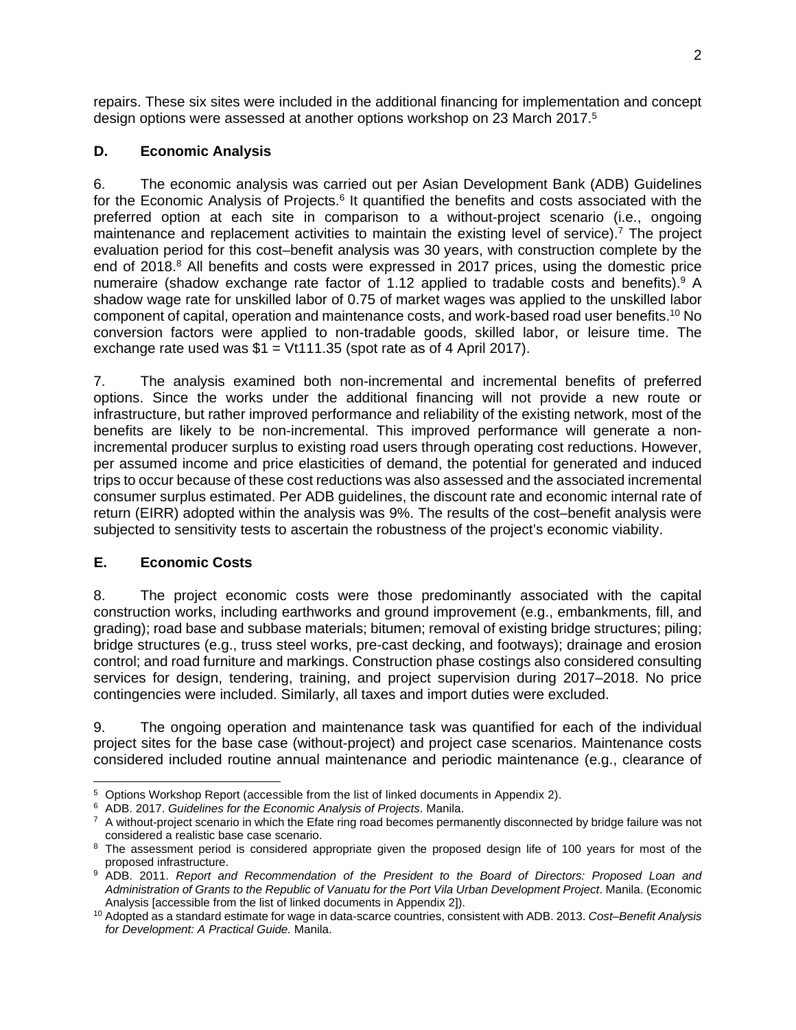repairs. These six sites were included in the additional financing for implementation and concept design options were assessed at another options workshop on 23 March 2017.[5]

### D. Economic Analysis

6. The economic analysis was carried out per Asian Development Bank (ADB) Guidelines for the Economic Analysis of Projects.[6] It quantified the benefits and costs associated with the preferred option at each site in comparison to a without-project scenario (i.e., ongoing maintenance and replacement activities to maintain the existing level of service).[7] The project evaluation period for this cost–benefit analysis was 30 years, with construction complete by the end of 2018.[8] All benefits and costs were expressed in 2017 prices, using the domestic price numeraire (shadow exchange rate factor of 1.12 applied to tradable costs and benefits).[9] A shadow wage rate for unskilled labor of 0.75 of market wages was applied to the unskilled labor component of capital, operation and maintenance costs, and work-based road user benefits.[10] No conversion factors were applied to non-tradable goods, skilled labor, or leisure time. The exchange rate used was $1 = Vt111.35 (spot rate as of 4 April 2017).

7. The analysis examined both non-incremental and incremental benefits of preferred options. Since the works under the additional financing will not provide a new route or infrastructure, but rather improved performance and reliability of the existing network, most of the benefits are likely to be non-incremental. This improved performance will generate a non-incremental producer surplus to existing road users through operating cost reductions. However, per assumed income and price elasticities of demand, the potential for generated and induced trips to occur because of these cost reductions was also assessed and the associated incremental consumer surplus estimated. Per ADB guidelines, the discount rate and economic internal rate of return (EIRR) adopted within the analysis was 9%. The results of the cost–benefit analysis were subjected to sensitivity tests to ascertain the robustness of the project's economic viability.

### E. Economic Costs

8. The project economic costs were those predominantly associated with the capital construction works, including earthworks and ground improvement (e.g., embankments, fill, and grading); road base and subbase materials; bitumen; removal of existing bridge structures; piling; bridge structures (e.g., truss steel works, pre-cast decking, and footways); drainage and erosion control; and road furniture and markings. Construction phase costings also considered consulting services for design, tendering, training, and project supervision during 2017–2018. No price contingencies were included. Similarly, all taxes and import duties were excluded.

9. The ongoing operation and maintenance task was quantified for each of the individual project sites for the base case (without-project) and project case scenarios. Maintenance costs considered included routine annual maintenance and periodic maintenance (e.g., clearance of

---

[5] Options Workshop Report (accessible from the list of linked documents in Appendix 2).

[6] ADB. 2017. *Guidelines for the Economic Analysis of Projects*. Manila.

[7] A without-project scenario in which the Efate ring road becomes permanently disconnected by bridge failure was not considered a realistic base case scenario.

[8] The assessment period is considered appropriate given the proposed design life of 100 years for most of the proposed infrastructure.

[9] ADB. 2011. *Report and Recommendation of the President to the Board of Directors: Proposed Loan and Administration of Grants to the Republic of Vanuatu for the Port Vila Urban Development Project*. Manila. (Economic Analysis [accessible from the list of linked documents in Appendix 2]).

[10] Adopted as a standard estimate for wage in data-scarce countries, consistent with ADB. 2013. *Cost–Benefit Analysis for Development: A Practical Guide.* Manila.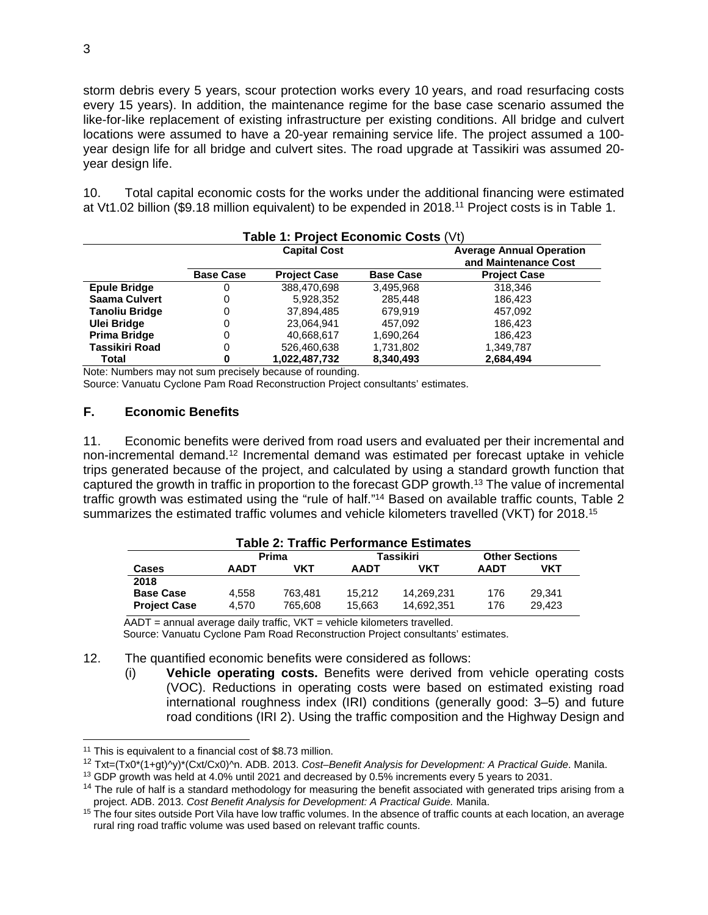storm debris every 5 years, scour protection works every 10 years, and road resurfacing costs every 15 years). In addition, the maintenance regime for the base case scenario assumed the like-for-like replacement of existing infrastructure per existing conditions. All bridge and culvert locations were assumed to have a 20-year remaining service life. The project assumed a 100-year design life for all bridge and culvert sites. The road upgrade at Tassikiri was assumed 20-year design life.

10. Total capital economic costs for the works under the additional financing were estimated at Vt1.02 billion ($9.18 million equivalent) to be expended in 2018.[11] Project costs is in Table 1.

**Table 1: Project Economic Costs** (Vt)

| | Capital Cost | | Average Annual Operation and Maintenance Cost | |
|---|---|---|---|---|
| | **Base Case** | **Project Case** | **Base Case** | **Project Case** |
| **Epule Bridge** | 0 | 388,470,698 | 3,495,968 | 318,346 |
| **Saama Culvert** | 0 | 5,928,352 | 285,448 | 186,423 |
| **Tanoliu Bridge** | 0 | 37,894,485 | 679,919 | 457,092 |
| **Ulei Bridge** | 0 | 23,064,941 | 457,092 | 186,423 |
| **Prima Bridge** | 0 | 40,668,617 | 1,690,264 | 186,423 |
| **Tassikiri Road** | 0 | 526,460,638 | 1,731,802 | 1,349,787 |
| **Total** | **0** | **1,022,487,732** | **8,340,493** | **2,684,494** |

Note: Numbers may not sum precisely because of rounding.

Source: Vanuatu Cyclone Pam Road Reconstruction Project consultants' estimates.

## F. Economic Benefits

11. Economic benefits were derived from road users and evaluated per their incremental and non-incremental demand.[12] Incremental demand was estimated per forecast uptake in vehicle trips generated because of the project, and calculated by using a standard growth function that captured the growth in traffic in proportion to the forecast GDP growth.[13] The value of incremental traffic growth was estimated using the "rule of half."[14] Based on available traffic counts, Table 2 summarizes the estimated traffic volumes and vehicle kilometers travelled (VKT) for 2018.[15]

**Table 2: Traffic Performance Estimates**

| | Prima | | Tassikiri | | Other Sections | |
|---|---|---|---|---|---|---|
| **Cases** | **AADT** | **VKT** | **AADT** | **VKT** | **AADT** | **VKT** |
| **2018** | | | | | | |
| **Base Case** | 4,558 | 763,481 | 15,212 | 14,269,231 | 176 | 29,341 |
| **Project Case** | 4,570 | 765,608 | 15,663 | 14,692,351 | 176 | 29,423 |

AADT = annual average daily traffic, VKT = vehicle kilometers travelled.

Source: Vanuatu Cyclone Pam Road Reconstruction Project consultants' estimates.

12. The quantified economic benefits were considered as follows:

(i) **Vehicle operating costs.** Benefits were derived from vehicle operating costs (VOC). Reductions in operating costs were based on estimated existing road international roughness index (IRI) conditions (generally good: 3–5) and future road conditions (IRI 2). Using the traffic composition and the Highway Design and

---

[11] This is equivalent to a financial cost of $8.73 million.

[12] $T_{xt}=(T_{x0}*(1+g_t)^y)*(C_{xt}/C_{x0})^n$. ADB. 2013. *Cost–Benefit Analysis for Development: A Practical Guide*. Manila.

[13] GDP growth was held at 4.0% until 2021 and decreased by 0.5% increments every 5 years to 2031.

[14] The rule of half is a standard methodology for measuring the benefit associated with generated trips arising from a project. ADB. 2013. *Cost Benefit Analysis for Development: A Practical Guide.* Manila.

[15] The four sites outside Port Vila have low traffic volumes. In the absence of traffic counts at each location, an average rural ring road traffic volume was used based on relevant traffic counts.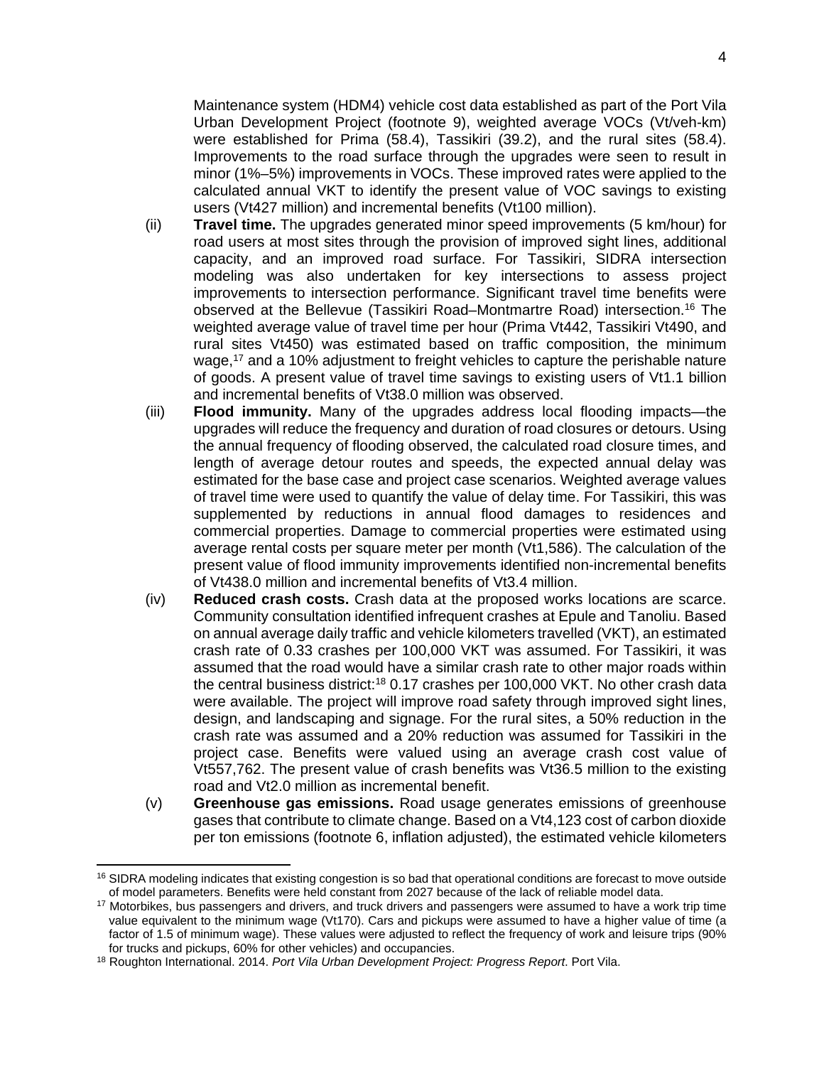Maintenance system (HDM4) vehicle cost data established as part of the Port Vila Urban Development Project (footnote 9), weighted average VOCs (Vt/veh-km) were established for Prima (58.4), Tassikiri (39.2), and the rural sites (58.4). Improvements to the road surface through the upgrades were seen to result in minor (1%–5%) improvements in VOCs. These improved rates were applied to the calculated annual VKT to identify the present value of VOC savings to existing users (Vt427 million) and incremental benefits (Vt100 million).

(ii) **Travel time.** The upgrades generated minor speed improvements (5 km/hour) for road users at most sites through the provision of improved sight lines, additional capacity, and an improved road surface. For Tassikiri, SIDRA intersection modeling was also undertaken for key intersections to assess project improvements to intersection performance. Significant travel time benefits were observed at the Bellevue (Tassikiri Road–Montmartre Road) intersection.[16] The weighted average value of travel time per hour (Prima Vt442, Tassikiri Vt490, and rural sites Vt450) was estimated based on traffic composition, the minimum wage,[17] and a 10% adjustment to freight vehicles to capture the perishable nature of goods. A present value of travel time savings to existing users of Vt1.1 billion and incremental benefits of Vt38.0 million was observed.

(iii) **Flood immunity.** Many of the upgrades address local flooding impacts—the upgrades will reduce the frequency and duration of road closures or detours. Using the annual frequency of flooding observed, the calculated road closure times, and length of average detour routes and speeds, the expected annual delay was estimated for the base case and project case scenarios. Weighted average values of travel time were used to quantify the value of delay time. For Tassikiri, this was supplemented by reductions in annual flood damages to residences and commercial properties. Damage to commercial properties were estimated using average rental costs per square meter per month (Vt1,586). The calculation of the present value of flood immunity improvements identified non-incremental benefits of Vt438.0 million and incremental benefits of Vt3.4 million.

(iv) **Reduced crash costs.** Crash data at the proposed works locations are scarce. Community consultation identified infrequent crashes at Epule and Tanoliu. Based on annual average daily traffic and vehicle kilometers travelled (VKT), an estimated crash rate of 0.33 crashes per 100,000 VKT was assumed. For Tassikiri, it was assumed that the road would have a similar crash rate to other major roads within the central business district:[18] 0.17 crashes per 100,000 VKT. No other crash data were available. The project will improve road safety through improved sight lines, design, and landscaping and signage. For the rural sites, a 50% reduction in the crash rate was assumed and a 20% reduction was assumed for Tassikiri in the project case. Benefits were valued using an average crash cost value of Vt557,762. The present value of crash benefits was Vt36.5 million to the existing road and Vt2.0 million as incremental benefit.

(v) **Greenhouse gas emissions.** Road usage generates emissions of greenhouse gases that contribute to climate change. Based on a Vt4,123 cost of carbon dioxide per ton emissions (footnote 6, inflation adjusted), the estimated vehicle kilometers

---

[16] SIDRA modeling indicates that existing congestion is so bad that operational conditions are forecast to move outside of model parameters. Benefits were held constant from 2027 because of the lack of reliable model data.

[17] Motorbikes, bus passengers and drivers, and truck drivers and passengers were assumed to have a work trip time value equivalent to the minimum wage (Vt170). Cars and pickups were assumed to have a higher value of time (a factor of 1.5 of minimum wage). These values were adjusted to reflect the frequency of work and leisure trips (90% for trucks and pickups, 60% for other vehicles) and occupancies.

[18] Roughton International. 2014. *Port Vila Urban Development Project: Progress Report*. Port Vila.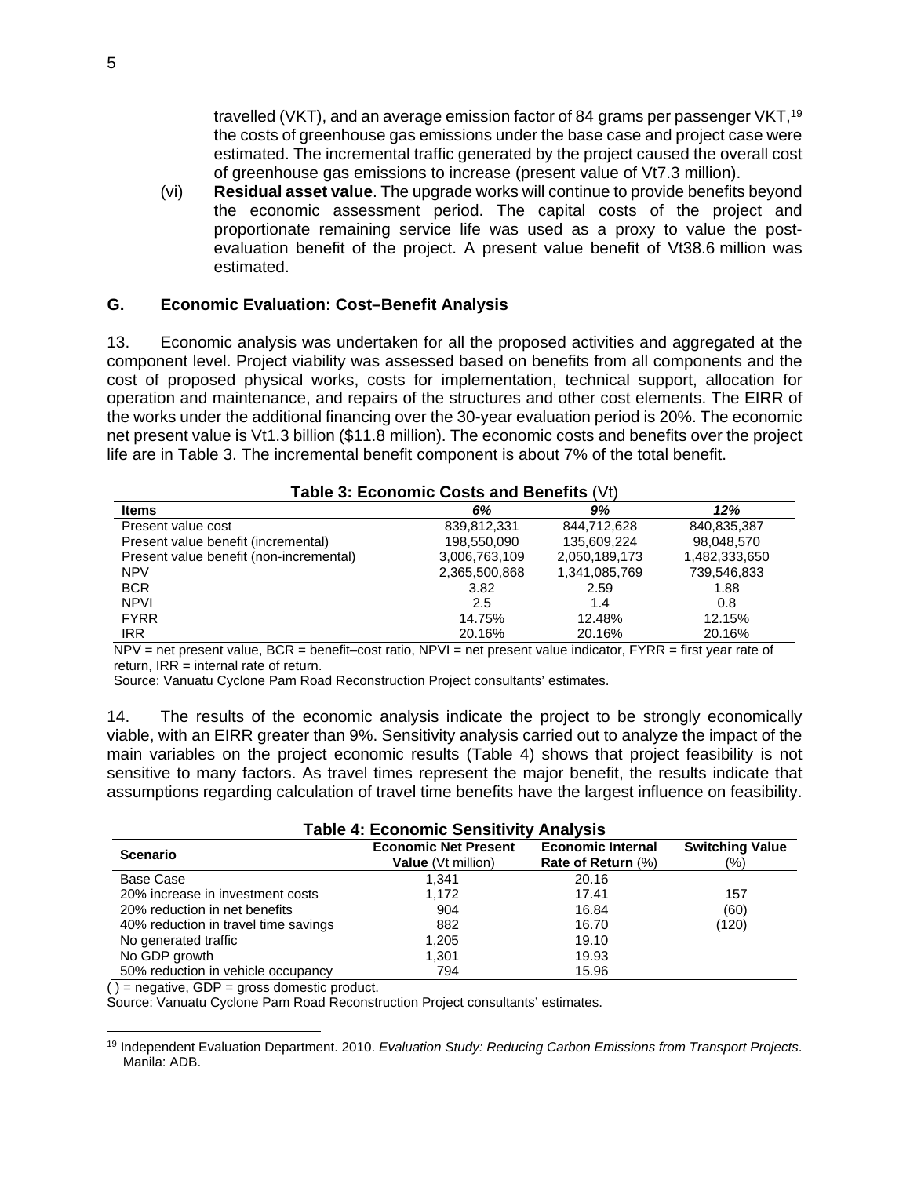travelled (VKT), and an average emission factor of 84 grams per passenger VKT,[19] the costs of greenhouse gas emissions under the base case and project case were estimated. The incremental traffic generated by the project caused the overall cost of greenhouse gas emissions to increase (present value of Vt7.3 million).

(vi) **Residual asset value**. The upgrade works will continue to provide benefits beyond the economic assessment period. The capital costs of the project and proportionate remaining service life was used as a proxy to value the post-evaluation benefit of the project. A present value benefit of Vt38.6 million was estimated.

## G. Economic Evaluation: Cost–Benefit Analysis

13. Economic analysis was undertaken for all the proposed activities and aggregated at the component level. Project viability was assessed based on benefits from all components and the cost of proposed physical works, costs for implementation, technical support, allocation for operation and maintenance, and repairs of the structures and other cost elements. The EIRR of the works under the additional financing over the 30-year evaluation period is 20%. The economic net present value is Vt1.3 billion ($11.8 million). The economic costs and benefits over the project life are in Table 3. The incremental benefit component is about 7% of the total benefit.

**Table 3: Economic Costs and Benefits** (Vt)

| Items | *6%* | *9%* | *12%* |
|---|---|---|---|
| Present value cost | 839,812,331 | 844,712,628 | 840,835,387 |
| Present value benefit (incremental) | 198,550,090 | 135,609,224 | 98,048,570 |
| Present value benefit (non-incremental) | 3,006,763,109 | 2,050,189,173 | 1,482,333,650 |
| NPV | 2,365,500,868 | 1,341,085,769 | 739,546,833 |
| BCR | 3.82 | 2.59 | 1.88 |
| NPVI | 2.5 | 1.4 | 0.8 |
| FYRR | 14.75% | 12.48% | 12.15% |
| IRR | 20.16% | 20.16% | 20.16% |

NPV = net present value, BCR = benefit–cost ratio, NPVI = net present value indicator, FYRR = first year rate of return, IRR = internal rate of return.

Source: Vanuatu Cyclone Pam Road Reconstruction Project consultants' estimates.

14. The results of the economic analysis indicate the project to be strongly economically viable, with an EIRR greater than 9%. Sensitivity analysis carried out to analyze the impact of the main variables on the project economic results (Table 4) shows that project feasibility is not sensitive to many factors. As travel times represent the major benefit, the results indicate that assumptions regarding calculation of travel time benefits have the largest influence on feasibility.

**Table 4: Economic Sensitivity Analysis**

| Scenario | **Economic Net Present Value** (Vt million) | **Economic Internal Rate of Return** (%) | **Switching Value** (%) |
|---|---|---|---|
| Base Case | 1,341 | 20.16 | |
| 20% increase in investment costs | 1,172 | 17.41 | 157 |
| 20% reduction in net benefits | 904 | 16.84 | (60) |
| 40% reduction in travel time savings | 882 | 16.70 | (120) |
| No generated traffic | 1,205 | 19.10 | |
| No GDP growth | 1,301 | 19.93 | |
| 50% reduction in vehicle occupancy | 794 | 15.96 | |

( ) = negative, GDP = gross domestic product.

Source: Vanuatu Cyclone Pam Road Reconstruction Project consultants' estimates.

---

[19] Independent Evaluation Department. 2010. *Evaluation Study: Reducing Carbon Emissions from Transport Projects*. Manila: ADB.